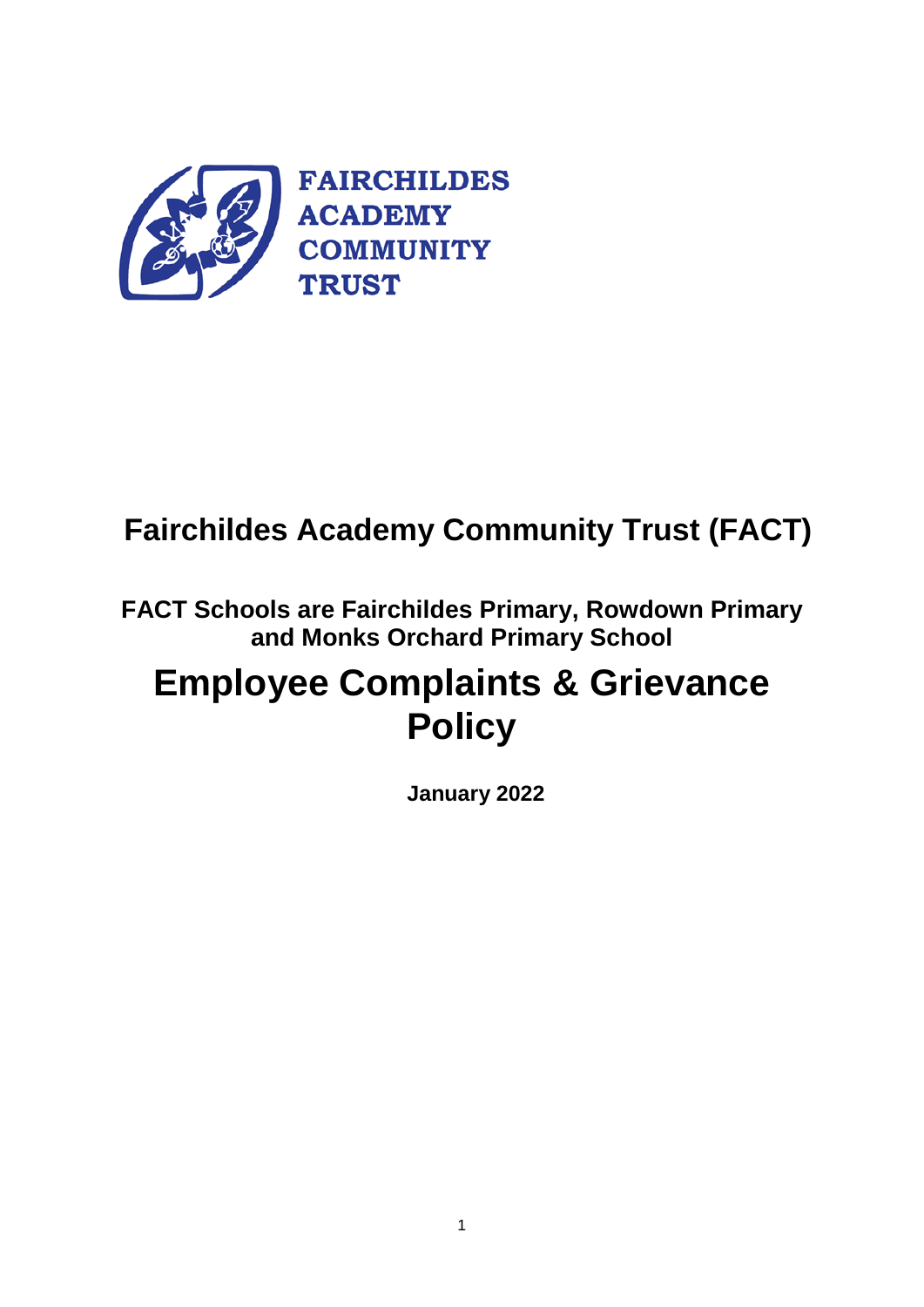FAIRCHILDES ACADEMY COMMUNITY TRUST

# Fairchildes Academy Community Trust (FACT)

**FACT Schools are Fairchildes Primary, Rowdown Primary and Monks Orchard Primary School**

# Employee Complaints & Grievance Policy

**January 2022**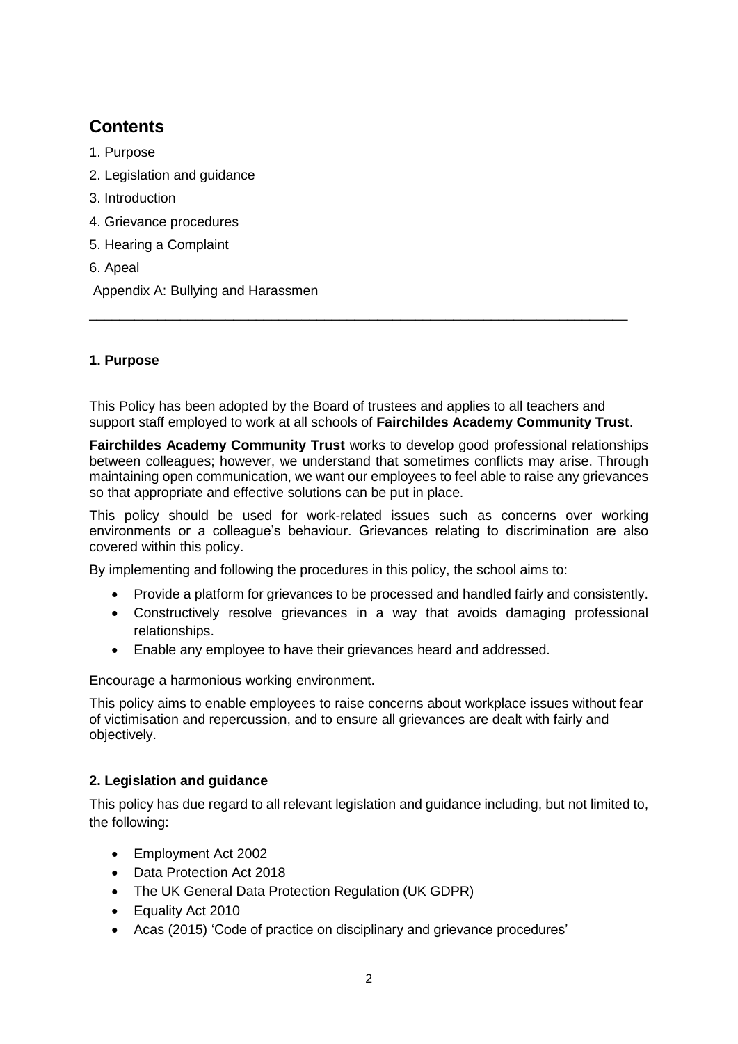# Contents

1. Purpose
2. Legislation and guidance
3. Introduction
4. Grievance procedures
5. Hearing a Complaint
6. Apeal

Appendix A: Bullying and Harassmen

---

### 1. Purpose

This Policy has been adopted by the Board of trustees and applies to all teachers and support staff employed to work at all schools of **Fairchildes Academy Community Trust**.

**Fairchildes Academy Community Trust** works to develop good professional relationships between colleagues; however, we understand that sometimes conflicts may arise. Through maintaining open communication, we want our employees to feel able to raise any grievances so that appropriate and effective solutions can be put in place.

This policy should be used for work-related issues such as concerns over working environments or a colleague's behaviour. Grievances relating to discrimination are also covered within this policy.

By implementing and following the procedures in this policy, the school aims to:

- Provide a platform for grievances to be processed and handled fairly and consistently.
- Constructively resolve grievances in a way that avoids damaging professional relationships.
- Enable any employee to have their grievances heard and addressed.

Encourage a harmonious working environment.

This policy aims to enable employees to raise concerns about workplace issues without fear of victimisation and repercussion, and to ensure all grievances are dealt with fairly and objectively.

### 2. Legislation and guidance

This policy has due regard to all relevant legislation and guidance including, but not limited to, the following:

- Employment Act 2002
- Data Protection Act 2018
- The UK General Data Protection Regulation (UK GDPR)
- Equality Act 2010
- Acas (2015) 'Code of practice on disciplinary and grievance procedures'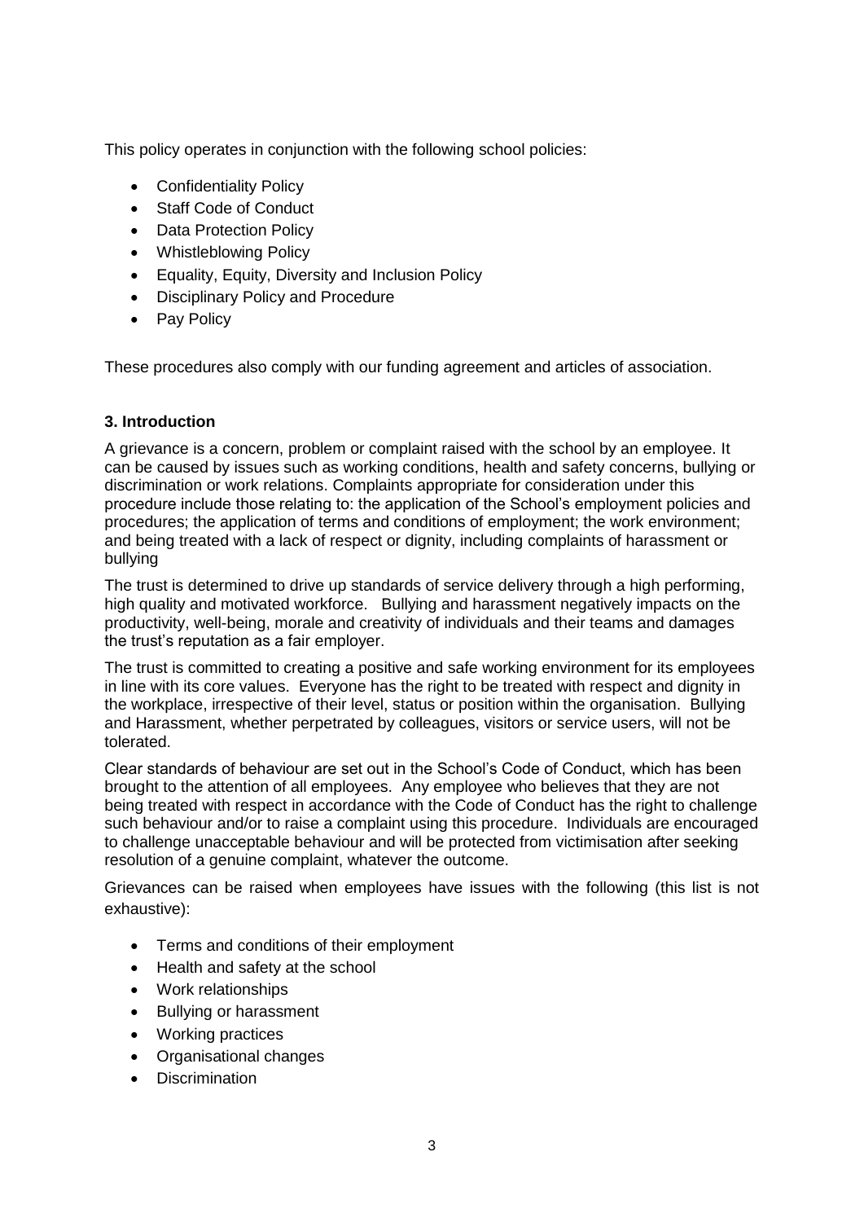This policy operates in conjunction with the following school policies:

- Confidentiality Policy
- Staff Code of Conduct
- Data Protection Policy
- Whistleblowing Policy
- Equality, Equity, Diversity and Inclusion Policy
- Disciplinary Policy and Procedure
- Pay Policy

These procedures also comply with our funding agreement and articles of association.

### 3. Introduction

A grievance is a concern, problem or complaint raised with the school by an employee. It can be caused by issues such as working conditions, health and safety concerns, bullying or discrimination or work relations. Complaints appropriate for consideration under this procedure include those relating to: the application of the School's employment policies and procedures; the application of terms and conditions of employment; the work environment; and being treated with a lack of respect or dignity, including complaints of harassment or bullying

The trust is determined to drive up standards of service delivery through a high performing, high quality and motivated workforce. Bullying and harassment negatively impacts on the productivity, well-being, morale and creativity of individuals and their teams and damages the trust's reputation as a fair employer.

The trust is committed to creating a positive and safe working environment for its employees in line with its core values. Everyone has the right to be treated with respect and dignity in the workplace, irrespective of their level, status or position within the organisation. Bullying and Harassment, whether perpetrated by colleagues, visitors or service users, will not be tolerated.

Clear standards of behaviour are set out in the School's Code of Conduct, which has been brought to the attention of all employees. Any employee who believes that they are not being treated with respect in accordance with the Code of Conduct has the right to challenge such behaviour and/or to raise a complaint using this procedure. Individuals are encouraged to challenge unacceptable behaviour and will be protected from victimisation after seeking resolution of a genuine complaint, whatever the outcome.

Grievances can be raised when employees have issues with the following (this list is not exhaustive):

- Terms and conditions of their employment
- Health and safety at the school
- Work relationships
- Bullying or harassment
- Working practices
- Organisational changes
- Discrimination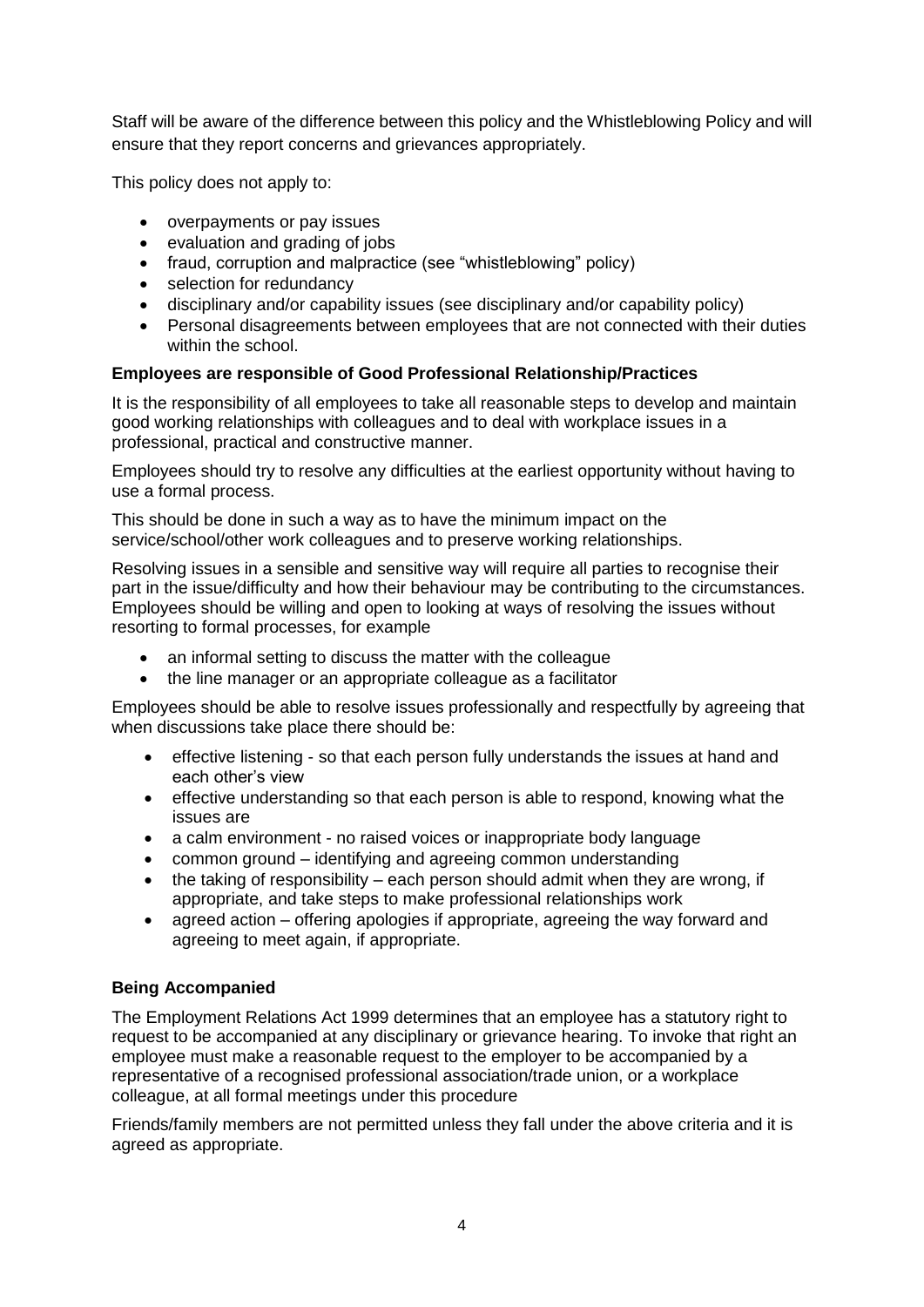Staff will be aware of the difference between this policy and the Whistleblowing Policy and will ensure that they report concerns and grievances appropriately.

This policy does not apply to:

- overpayments or pay issues
- evaluation and grading of jobs
- fraud, corruption and malpractice (see "whistleblowing" policy)
- selection for redundancy
- disciplinary and/or capability issues (see disciplinary and/or capability policy)
- Personal disagreements between employees that are not connected with their duties within the school.

**Employees are responsible of Good Professional Relationship/Practices**

It is the responsibility of all employees to take all reasonable steps to develop and maintain good working relationships with colleagues and to deal with workplace issues in a professional, practical and constructive manner.

Employees should try to resolve any difficulties at the earliest opportunity without having to use a formal process.

This should be done in such a way as to have the minimum impact on the service/school/other work colleagues and to preserve working relationships.

Resolving issues in a sensible and sensitive way will require all parties to recognise their part in the issue/difficulty and how their behaviour may be contributing to the circumstances. Employees should be willing and open to looking at ways of resolving the issues without resorting to formal processes, for example

- an informal setting to discuss the matter with the colleague
- the line manager or an appropriate colleague as a facilitator

Employees should be able to resolve issues professionally and respectfully by agreeing that when discussions take place there should be:

- effective listening - so that each person fully understands the issues at hand and each other's view
- effective understanding so that each person is able to respond, knowing what the issues are
- a calm environment - no raised voices or inappropriate body language
- common ground – identifying and agreeing common understanding
- the taking of responsibility – each person should admit when they are wrong, if appropriate, and take steps to make professional relationships work
- agreed action – offering apologies if appropriate, agreeing the way forward and agreeing to meet again, if appropriate.

**Being Accompanied**

The Employment Relations Act 1999 determines that an employee has a statutory right to request to be accompanied at any disciplinary or grievance hearing. To invoke that right an employee must make a reasonable request to the employer to be accompanied by a representative of a recognised professional association/trade union, or a workplace colleague, at all formal meetings under this procedure

Friends/family members are not permitted unless they fall under the above criteria and it is agreed as appropriate.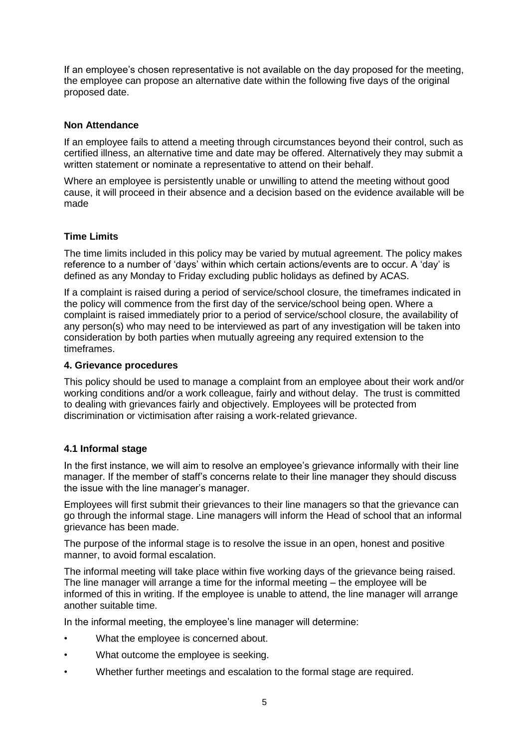If an employee's chosen representative is not available on the day proposed for the meeting, the employee can propose an alternative date within the following five days of the original proposed date.

**Non Attendance**

If an employee fails to attend a meeting through circumstances beyond their control, such as certified illness, an alternative time and date may be offered. Alternatively they may submit a written statement or nominate a representative to attend on their behalf.

Where an employee is persistently unable or unwilling to attend the meeting without good cause, it will proceed in their absence and a decision based on the evidence available will be made

**Time Limits**

The time limits included in this policy may be varied by mutual agreement. The policy makes reference to a number of 'days' within which certain actions/events are to occur. A 'day' is defined as any Monday to Friday excluding public holidays as defined by ACAS.

If a complaint is raised during a period of service/school closure, the timeframes indicated in the policy will commence from the first day of the service/school being open. Where a complaint is raised immediately prior to a period of service/school closure, the availability of any person(s) who may need to be interviewed as part of any investigation will be taken into consideration by both parties when mutually agreeing any required extension to the timeframes.

### 4. Grievance procedures

This policy should be used to manage a complaint from an employee about their work and/or working conditions and/or a work colleague, fairly and without delay. The trust is committed to dealing with grievances fairly and objectively. Employees will be protected from discrimination or victimisation after raising a work-related grievance.

#### 4.1 Informal stage

In the first instance, we will aim to resolve an employee's grievance informally with their line manager. If the member of staff's concerns relate to their line manager they should discuss the issue with the line manager's manager.

Employees will first submit their grievances to their line managers so that the grievance can go through the informal stage. Line managers will inform the Head of school that an informal grievance has been made.

The purpose of the informal stage is to resolve the issue in an open, honest and positive manner, to avoid formal escalation.

The informal meeting will take place within five working days of the grievance being raised. The line manager will arrange a time for the informal meeting – the employee will be informed of this in writing. If the employee is unable to attend, the line manager will arrange another suitable time.

In the informal meeting, the employee's line manager will determine:

- What the employee is concerned about.
- What outcome the employee is seeking.
- Whether further meetings and escalation to the formal stage are required.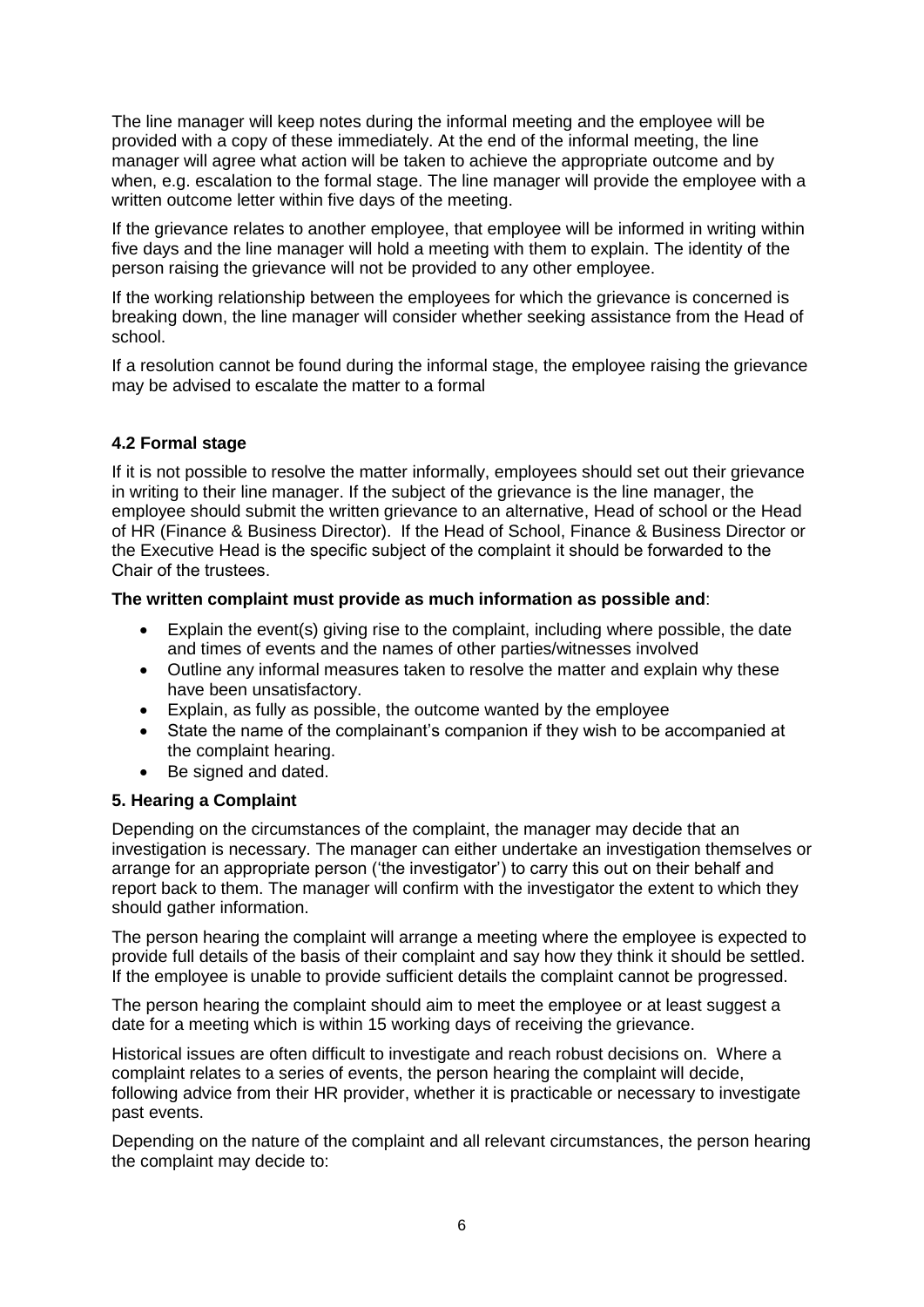The line manager will keep notes during the informal meeting and the employee will be provided with a copy of these immediately. At the end of the informal meeting, the line manager will agree what action will be taken to achieve the appropriate outcome and by when, e.g. escalation to the formal stage. The line manager will provide the employee with a written outcome letter within five days of the meeting.

If the grievance relates to another employee, that employee will be informed in writing within five days and the line manager will hold a meeting with them to explain. The identity of the person raising the grievance will not be provided to any other employee.

If the working relationship between the employees for which the grievance is concerned is breaking down, the line manager will consider whether seeking assistance from the Head of school.

If a resolution cannot be found during the informal stage, the employee raising the grievance may be advised to escalate the matter to a formal

### 4.2 Formal stage

If it is not possible to resolve the matter informally, employees should set out their grievance in writing to their line manager. If the subject of the grievance is the line manager, the employee should submit the written grievance to an alternative, Head of school or the Head of HR (Finance & Business Director). If the Head of School, Finance & Business Director or the Executive Head is the specific subject of the complaint it should be forwarded to the Chair of the trustees.

**The written complaint must provide as much information as possible and**:

- Explain the event(s) giving rise to the complaint, including where possible, the date and times of events and the names of other parties/witnesses involved
- Outline any informal measures taken to resolve the matter and explain why these have been unsatisfactory.
- Explain, as fully as possible, the outcome wanted by the employee
- State the name of the complainant's companion if they wish to be accompanied at the complaint hearing.
- Be signed and dated.

## 5. Hearing a Complaint

Depending on the circumstances of the complaint, the manager may decide that an investigation is necessary. The manager can either undertake an investigation themselves or arrange for an appropriate person ('the investigator') to carry this out on their behalf and report back to them. The manager will confirm with the investigator the extent to which they should gather information.

The person hearing the complaint will arrange a meeting where the employee is expected to provide full details of the basis of their complaint and say how they think it should be settled. If the employee is unable to provide sufficient details the complaint cannot be progressed.

The person hearing the complaint should aim to meet the employee or at least suggest a date for a meeting which is within 15 working days of receiving the grievance.

Historical issues are often difficult to investigate and reach robust decisions on. Where a complaint relates to a series of events, the person hearing the complaint will decide, following advice from their HR provider, whether it is practicable or necessary to investigate past events.

Depending on the nature of the complaint and all relevant circumstances, the person hearing the complaint may decide to: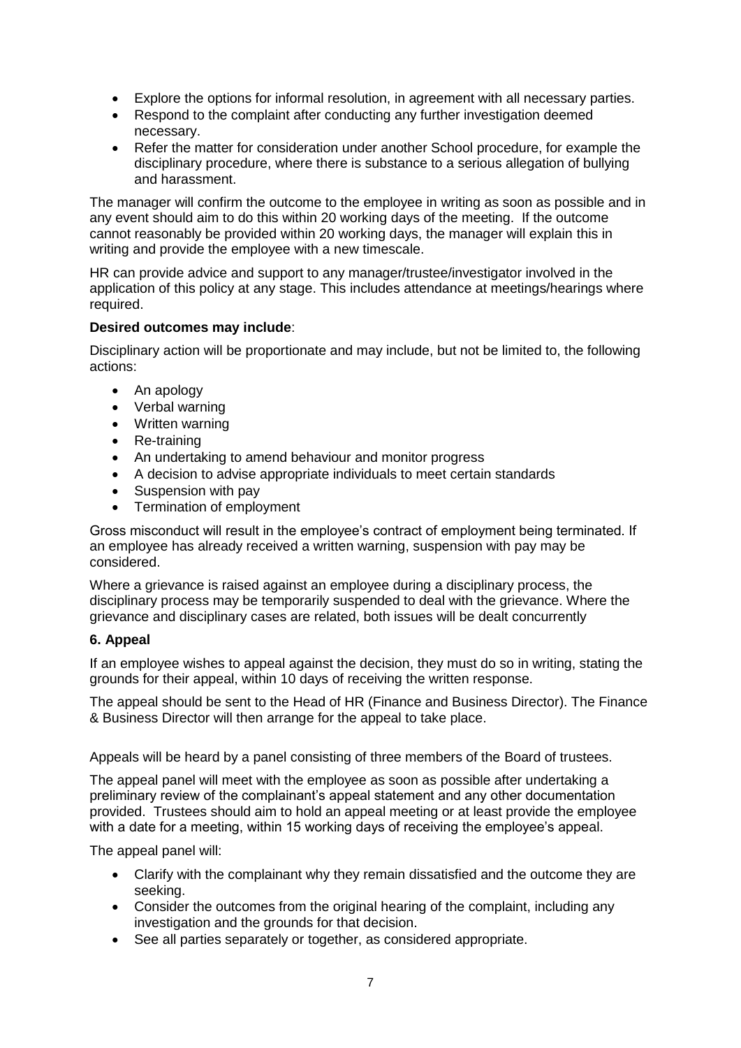- Explore the options for informal resolution, in agreement with all necessary parties.
- Respond to the complaint after conducting any further investigation deemed necessary.
- Refer the matter for consideration under another School procedure, for example the disciplinary procedure, where there is substance to a serious allegation of bullying and harassment.

The manager will confirm the outcome to the employee in writing as soon as possible and in any event should aim to do this within 20 working days of the meeting. If the outcome cannot reasonably be provided within 20 working days, the manager will explain this in writing and provide the employee with a new timescale.

HR can provide advice and support to any manager/trustee/investigator involved in the application of this policy at any stage. This includes attendance at meetings/hearings where required.

**Desired outcomes may include**:

Disciplinary action will be proportionate and may include, but not be limited to, the following actions:

- An apology
- Verbal warning
- Written warning
- Re-training
- An undertaking to amend behaviour and monitor progress
- A decision to advise appropriate individuals to meet certain standards
- Suspension with pay
- Termination of employment

Gross misconduct will result in the employee's contract of employment being terminated. If an employee has already received a written warning, suspension with pay may be considered.

Where a grievance is raised against an employee during a disciplinary process, the disciplinary process may be temporarily suspended to deal with the grievance. Where the grievance and disciplinary cases are related, both issues will be dealt concurrently

**6. Appeal**

If an employee wishes to appeal against the decision, they must do so in writing, stating the grounds for their appeal, within 10 days of receiving the written response.

The appeal should be sent to the Head of HR (Finance and Business Director). The Finance & Business Director will then arrange for the appeal to take place.

Appeals will be heard by a panel consisting of three members of the Board of trustees.

The appeal panel will meet with the employee as soon as possible after undertaking a preliminary review of the complainant's appeal statement and any other documentation provided. Trustees should aim to hold an appeal meeting or at least provide the employee with a date for a meeting, within 15 working days of receiving the employee's appeal.

The appeal panel will:

- Clarify with the complainant why they remain dissatisfied and the outcome they are seeking.
- Consider the outcomes from the original hearing of the complaint, including any investigation and the grounds for that decision.
- See all parties separately or together, as considered appropriate.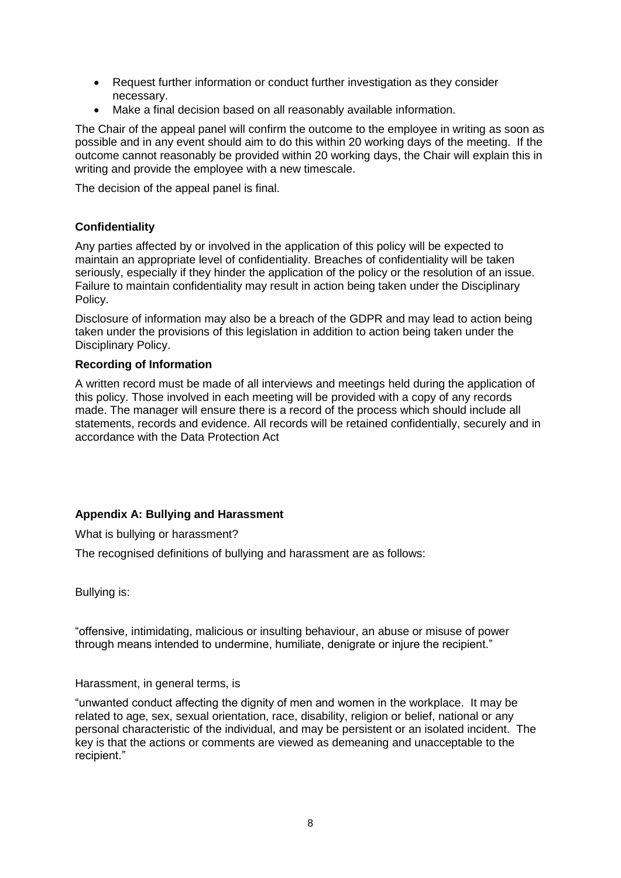- Request further information or conduct further investigation as they consider necessary.
- Make a final decision based on all reasonably available information.

The Chair of the appeal panel will confirm the outcome to the employee in writing as soon as possible and in any event should aim to do this within 20 working days of the meeting. If the outcome cannot reasonably be provided within 20 working days, the Chair will explain this in writing and provide the employee with a new timescale.

The decision of the appeal panel is final.

**Confidentiality**

Any parties affected by or involved in the application of this policy will be expected to maintain an appropriate level of confidentiality. Breaches of confidentiality will be taken seriously, especially if they hinder the application of the policy or the resolution of an issue. Failure to maintain confidentiality may result in action being taken under the Disciplinary Policy.

Disclosure of information may also be a breach of the GDPR and may lead to action being taken under the provisions of this legislation in addition to action being taken under the Disciplinary Policy.

**Recording of Information**

A written record must be made of all interviews and meetings held during the application of this policy. Those involved in each meeting will be provided with a copy of any records made. The manager will ensure there is a record of the process which should include all statements, records and evidence. All records will be retained confidentially, securely and in accordance with the Data Protection Act

**Appendix A: Bullying and Harassment**

What is bullying or harassment?

The recognised definitions of bullying and harassment are as follows:

Bullying is:

"offensive, intimidating, malicious or insulting behaviour, an abuse or misuse of power through means intended to undermine, humiliate, denigrate or injure the recipient."

Harassment, in general terms, is

"unwanted conduct affecting the dignity of men and women in the workplace. It may be related to age, sex, sexual orientation, race, disability, religion or belief, national or any personal characteristic of the individual, and may be persistent or an isolated incident. The key is that the actions or comments are viewed as demeaning and unacceptable to the recipient."